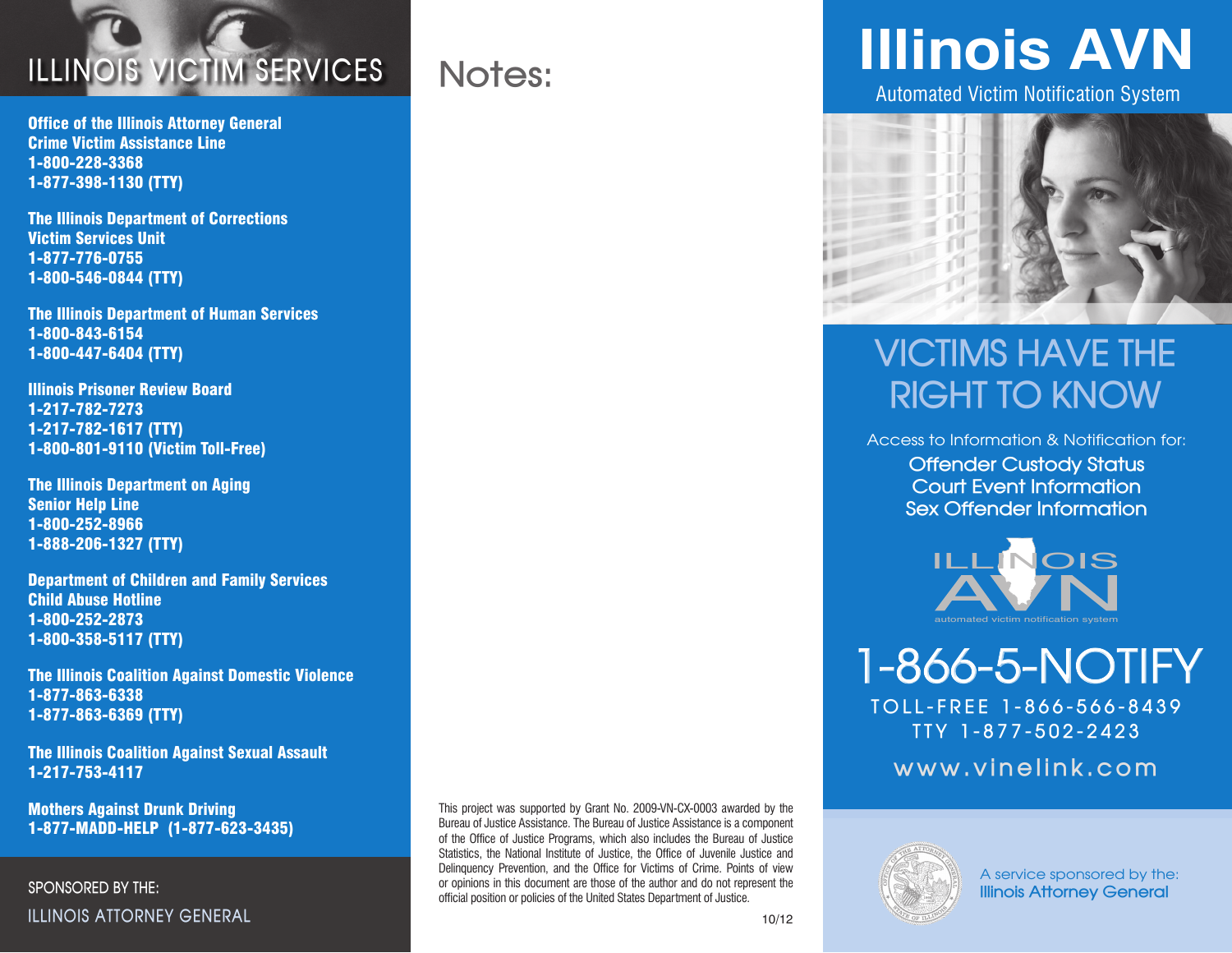# ILLINOIS VICTIM SERVICES

**Office of the Illinois Attorney General**
**Crime Victim Assistance Line**
**1-800-228-3368**
**1-877-398-1130 (TTY)**

**The Illinois Department of Corrections**
**Victim Services Unit**
**1-877-776-0755**
**1-800-546-0844 (TTY)**

**The Illinois Department of Human Services**
**1-800-843-6154**
**1-800-447-6404 (TTY)**

**Illinois Prisoner Review Board**
**1-217-782-7273**
**1-217-782-1617 (TTY)**
**1-800-801-9110 (Victim Toll-Free)**

**The Illinois Department on Aging**
**Senior Help Line**
**1-800-252-8966**
**1-888-206-1327 (TTY)**

**Department of Children and Family Services**
**Child Abuse Hotline**
**1-800-252-2873**
**1-800-358-5117 (TTY)**

**The Illinois Coalition Against Domestic Violence**
**1-877-863-6338**
**1-877-863-6369 (TTY)**

**The Illinois Coalition Against Sexual Assault**
**1-217-753-4117**

**Mothers Against Drunk Driving**
**1-877-MADD-HELP (1-877-623-3435)**

SPONSORED BY THE:
ILLINOIS ATTORNEY GENERAL

# Notes:

This project was supported by Grant No. 2009-VN-CX-0003 awarded by the Bureau of Justice Assistance. The Bureau of Justice Assistance is a component of the Office of Justice Programs, which also includes the Bureau of Justice Statistics, the National Institute of Justice, the Office of Juvenile Justice and Delinquency Prevention, and the Office for Victims of Crime. Points of view or opinions in this document are those of the author and do not represent the official position or policies of the United States Department of Justice.

10/12

# Illinois AVN

Automated Victim Notification System

## VICTIMS HAVE THE RIGHT TO KNOW

Access to Information & Notification for:

Offender Custody Status
Court Event Information
Sex Offender Information

ILLINOIS AVN
automated victim notification system

## 1-866-5-NOTIFY

TOLL-FREE 1-866-566-8439
TTY 1-877-502-2423

www.vinelink.com

A service sponsored by the:
Illinois Attorney General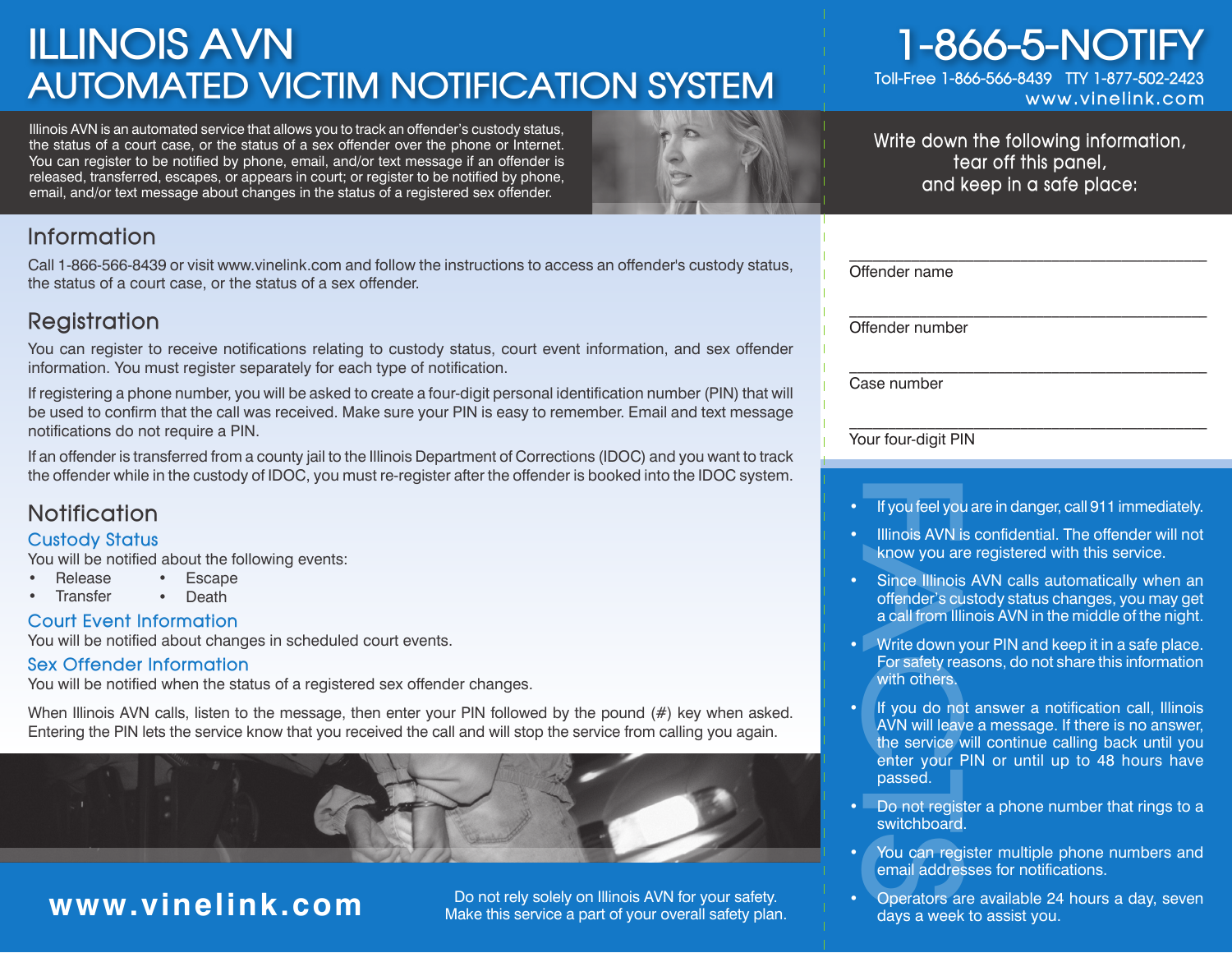# ILLINOIS AVN
## AUTOMATED VICTIM NOTIFICATION SYSTEM

Illinois AVN is an automated service that allows you to track an offender's custody status, the status of a court case, or the status of a sex offender over the phone or Internet. You can register to be notified by phone, email, and/or text message if an offender is released, transferred, escapes, or appears in court; or register to be notified by phone, email, and/or text message about changes in the status of a registered sex offender.

## Information

Call 1-866-566-8439 or visit www.vinelink.com and follow the instructions to access an offender's custody status, the status of a court case, or the status of a sex offender.

## Registration

You can register to receive notifications relating to custody status, court event information, and sex offender information. You must register separately for each type of notification.

If registering a phone number, you will be asked to create a four-digit personal identification number (PIN) that will be used to confirm that the call was received. Make sure your PIN is easy to remember. Email and text message notifications do not require a PIN.

If an offender is transferred from a county jail to the Illinois Department of Corrections (IDOC) and you want to track the offender while in the custody of IDOC, you must re-register after the offender is booked into the IDOC system.

## Notification

### Custody Status

You will be notified about the following events:

- Release
- Transfer
- Escape
- Death

### Court Event Information

You will be notified about changes in scheduled court events.

### Sex Offender Information

You will be notified when the status of a registered sex offender changes.

When Illinois AVN calls, listen to the message, then enter your PIN followed by the pound (#) key when asked. Entering the PIN lets the service know that you received the call and will stop the service from calling you again.

**www.vinelink.com**

Do not rely solely on Illinois AVN for your safety. Make this service a part of your overall safety plan.

# 1-866-5-NOTIFY

Toll-Free 1-866-566-8439 TTY 1-877-502-2423

www.vinelink.com

Write down the following information, tear off this panel, and keep in a safe place:

\_\_\_\_\_\_\_\_\_\_\_\_\_\_\_\_\_\_\_\_\_\_\_\_\_\_\_\_\_\_\_\_
Offender name

\_\_\_\_\_\_\_\_\_\_\_\_\_\_\_\_\_\_\_\_\_\_\_\_\_\_\_\_\_\_\_\_
Offender number

\_\_\_\_\_\_\_\_\_\_\_\_\_\_\_\_\_\_\_\_\_\_\_\_\_\_\_\_\_\_\_\_
Case number

\_\_\_\_\_\_\_\_\_\_\_\_\_\_\_\_\_\_\_\_\_\_\_\_\_\_\_\_\_\_\_\_
Your four-digit PIN

## FACTS

- If you feel you are in danger, call 911 immediately.
- Illinois AVN is confidential. The offender will not know you are registered with this service.
- Since Illinois AVN calls automatically when an offender's custody status changes, you may get a call from Illinois AVN in the middle of the night.
- Write down your PIN and keep it in a safe place. For safety reasons, do not share this information with others.
- If you do not answer a notification call, Illinois AVN will leave a message. If there is no answer, the service will continue calling back until you enter your PIN or until up to 48 hours have passed.
- Do not register a phone number that rings to a switchboard.
- You can register multiple phone numbers and email addresses for notifications.
- Operators are available 24 hours a day, seven days a week to assist you.